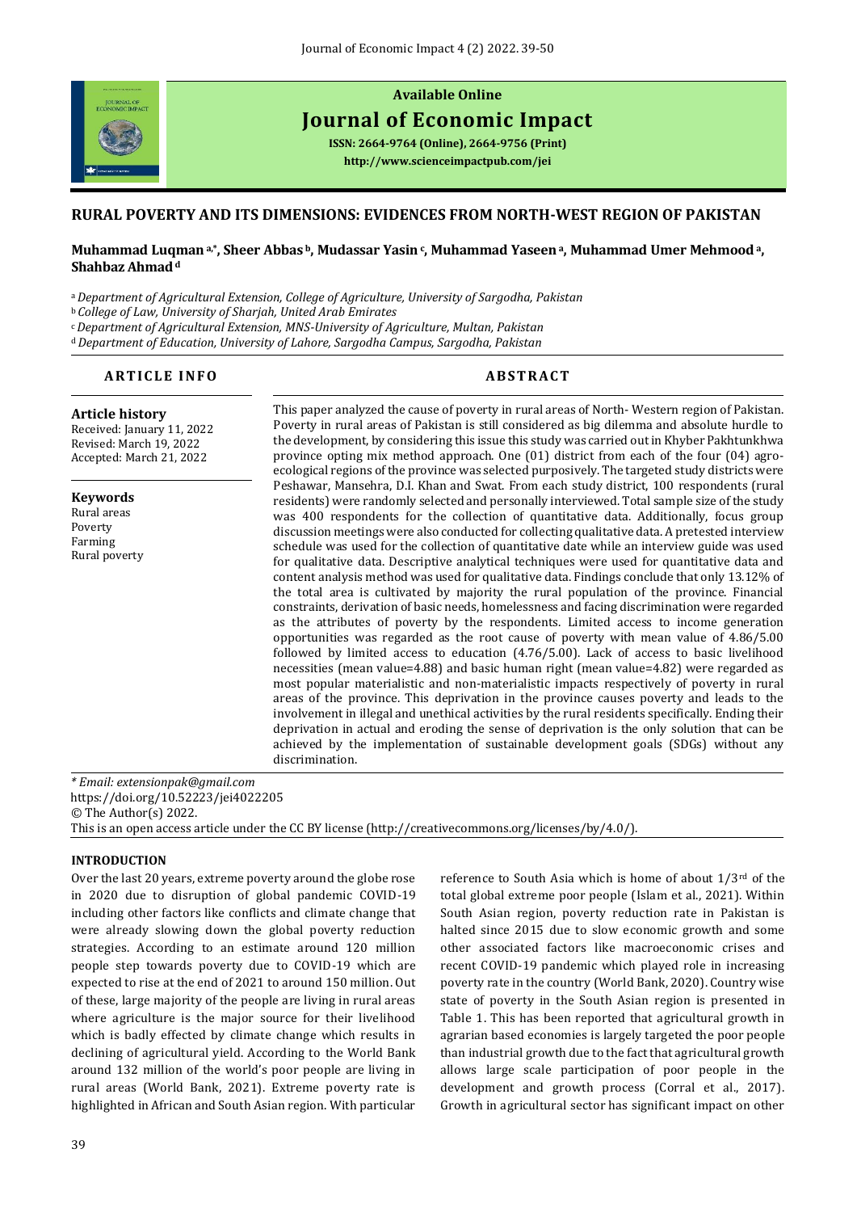**Available Online**

**Journal of Economic Impact**

**ISSN: 2664-9764 (Online), 2664-9756 (Print)**

**http://www.scienceimpactpub.com/jei**

# RURAL POVERTY AND ITS DIMENSIONS: EVIDENCES FROM NORTH-WEST REGION OF PAKISTAN

**Muhammad Luqman [a,*], Sheer Abbas [b], Mudassar Yasin [c], Muhammad Yaseen [a], Muhammad Umer Mehmood [a], Shahbaz Ahmad [d]**

[a] *Department of Agricultural Extension, College of Agriculture, University of Sargodha, Pakistan*
[b] *College of Law, University of Sharjah, United Arab Emirates*
[c] *Department of Agricultural Extension, MNS-University of Agriculture, Multan, Pakistan*
[d] *Department of Education, University of Lahore, Sargodha Campus, Sargodha, Pakistan*

## ARTICLE INFO

**Article history**
Received: January 11, 2022
Revised: March 19, 2022
Accepted: March 21, 2022

**Keywords**
Rural areas
Poverty
Farming
Rural poverty

## ABSTRACT

This paper analyzed the cause of poverty in rural areas of North- Western region of Pakistan. Poverty in rural areas of Pakistan is still considered as big dilemma and absolute hurdle to the development, by considering this issue this study was carried out in Khyber Pakhtunkhwa province opting mix method approach. One (01) district from each of the four (04) agro-ecological regions of the province was selected purposively. The targeted study districts were Peshawar, Mansehra, D.I. Khan and Swat. From each study district, 100 respondents (rural residents) were randomly selected and personally interviewed. Total sample size of the study was 400 respondents for the collection of quantitative data. Additionally, focus group discussion meetings were also conducted for collecting qualitative data. A pretested interview schedule was used for the collection of quantitative date while an interview guide was used for qualitative data. Descriptive analytical techniques were used for quantitative data and content analysis method was used for qualitative data. Findings conclude that only 13.12% of the total area is cultivated by majority the rural population of the province. Financial constraints, derivation of basic needs, homelessness and facing discrimination were regarded as the attributes of poverty by the respondents. Limited access to income generation opportunities was regarded as the root cause of poverty with mean value of 4.86/5.00 followed by limited access to education (4.76/5.00). Lack of access to basic livelihood necessities (mean value=4.88) and basic human right (mean value=4.82) were regarded as most popular materialistic and non-materialistic impacts respectively of poverty in rural areas of the province. This deprivation in the province causes poverty and leads to the involvement in illegal and unethical activities by the rural residents specifically. Ending their deprivation in actual and eroding the sense of deprivation is the only solution that can be achieved by the implementation of sustainable development goals (SDGs) without any discrimination.

*\* Email: extensionpak@gmail.com*
https://doi.org/10.52223/jei4022205
© The Author(s) 2022.
This is an open access article under the CC BY license (http://creativecommons.org/licenses/by/4.0/).

## INTRODUCTION

Over the last 20 years, extreme poverty around the globe rose in 2020 due to disruption of global pandemic COVID-19 including other factors like conflicts and climate change that were already slowing down the global poverty reduction strategies. According to an estimate around 120 million people step towards poverty due to COVID-19 which are expected to rise at the end of 2021 to around 150 million. Out of these, large majority of the people are living in rural areas where agriculture is the major source for their livelihood which is badly effected by climate change which results in declining of agricultural yield. According to the World Bank around 132 million of the world's poor people are living in rural areas (World Bank, 2021). Extreme poverty rate is highlighted in African and South Asian region. With particular reference to South Asia which is home of about 1/3rd of the total global extreme poor people (Islam et al., 2021). Within South Asian region, poverty reduction rate in Pakistan is halted since 2015 due to slow economic growth and some other associated factors like macroeconomic crises and recent COVID-19 pandemic which played role in increasing poverty rate in the country (World Bank, 2020). Country wise state of poverty in the South Asian region is presented in Table 1. This has been reported that agricultural growth in agrarian based economies is largely targeted the poor people than industrial growth due to the fact that agricultural growth allows large scale participation of poor people in the development and growth process (Corral et al., 2017). Growth in agricultural sector has significant impact on other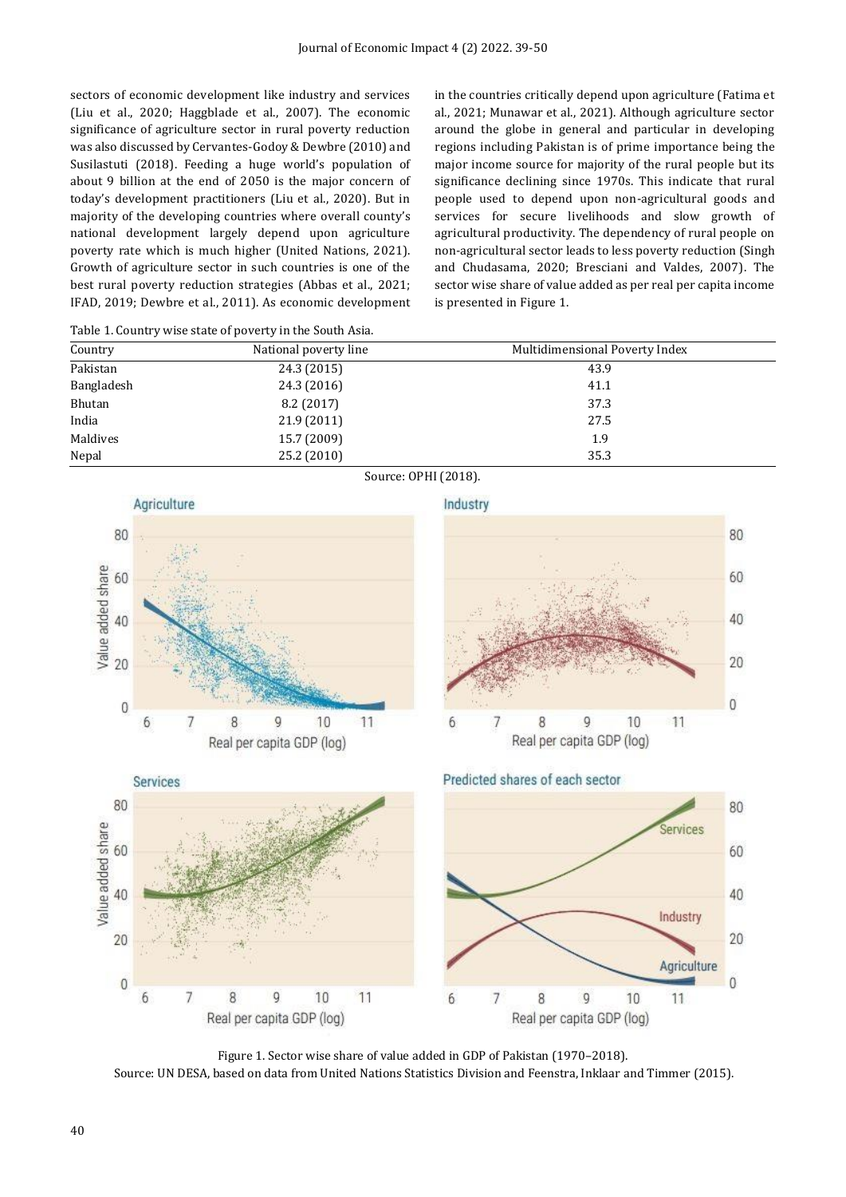sectors of economic development like industry and services (Liu et al., 2020; Haggblade et al., 2007). The economic significance of agriculture sector in rural poverty reduction was also discussed by Cervantes-Godoy & Dewbre (2010) and Susilastuti (2018). Feeding a huge world's population of about 9 billion at the end of 2050 is the major concern of today's development practitioners (Liu et al., 2020). But in majority of the developing countries where overall county's national development largely depend upon agriculture poverty rate which is much higher (United Nations, 2021). Growth of agriculture sector in such countries is one of the best rural poverty reduction strategies (Abbas et al., 2021; IFAD, 2019; Dewbre et al., 2011). As economic development in the countries critically depend upon agriculture (Fatima et al., 2021; Munawar et al., 2021). Although agriculture sector around the globe in general and particular in developing regions including Pakistan is of prime importance being the major income source for majority of the rural people but its significance declining since 1970s. This indicate that rural people used to depend upon non-agricultural goods and services for secure livelihoods and slow growth of agricultural productivity. The dependency of rural people on non-agricultural sector leads to less poverty reduction (Singh and Chudasama, 2020; Bresciani and Valdes, 2007). The sector wise share of value added as per real per capita income is presented in Figure 1.

Table 1. Country wise state of poverty in the South Asia.

| Country | National poverty line | Multidimensional Poverty Index |
|---|---|---|
| Pakistan | 24.3 (2015) | 43.9 |
| Bangladesh | 24.3 (2016) | 41.1 |
| Bhutan | 8.2 (2017) | 37.3 |
| India | 21.9 (2011) | 27.5 |
| Maldives | 15.7 (2009) | 1.9 |
| Nepal | 25.2 (2010) | 35.3 |

Source: OPHI (2018).

Figure 1. Sector wise share of value added in GDP of Pakistan (1970–2018).
Source: UN DESA, based on data from United Nations Statistics Division and Feenstra, Inklaar and Timmer (2015).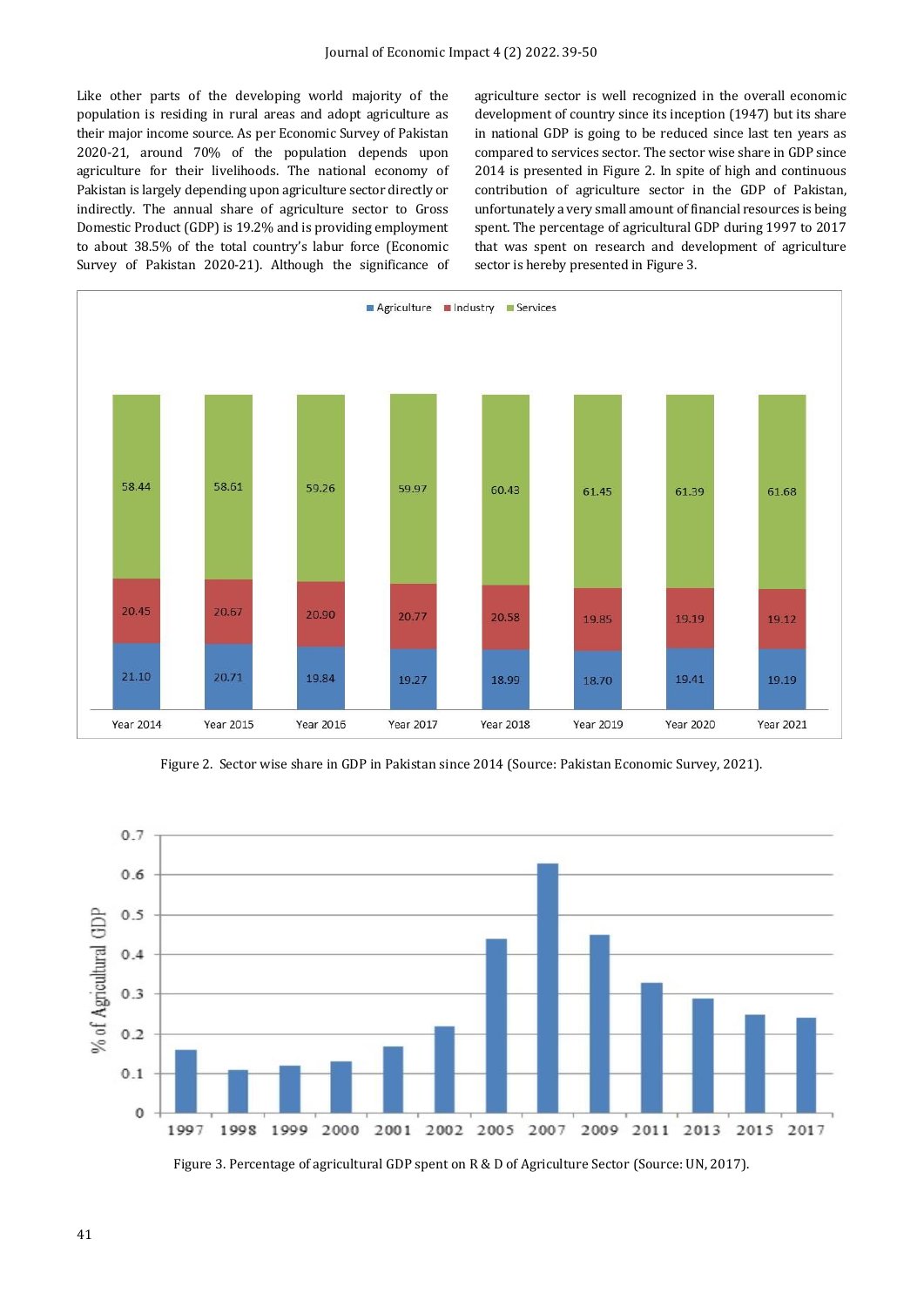Like other parts of the developing world majority of the population is residing in rural areas and adopt agriculture as their major income source. As per Economic Survey of Pakistan 2020-21, around 70% of the population depends upon agriculture for their livelihoods. The national economy of Pakistan is largely depending upon agriculture sector directly or indirectly. The annual share of agriculture sector to Gross Domestic Product (GDP) is 19.2% and is providing employment to about 38.5% of the total country's labur force (Economic Survey of Pakistan 2020-21). Although the significance of agriculture sector is well recognized in the overall economic development of country since its inception (1947) but its share in national GDP is going to be reduced since last ten years as compared to services sector. The sector wise share in GDP since 2014 is presented in Figure 2. In spite of high and continuous contribution of agriculture sector in the GDP of Pakistan, unfortunately a very small amount of financial resources is being spent. The percentage of agricultural GDP during 1997 to 2017 that was spent on research and development of agriculture sector is hereby presented in Figure 3.

| | Year 2014 | Year 2015 | Year 2016 | Year 2017 | Year 2018 | Year 2019 | Year 2020 | Year 2021 |
|---|---|---|---|---|---|---|---|---|
| Agriculture | 21.10 | 20.71 | 19.84 | 19.27 | 18.99 | 18.70 | 19.41 | 19.19 |
| Industry | 20.45 | 20.67 | 20.90 | 20.77 | 20.58 | 19.85 | 19.19 | 19.12 |
| Services | 58.44 | 58.61 | 59.26 | 59.97 | 60.43 | 61.45 | 61.39 | 61.68 |

Figure 2. Sector wise share in GDP in Pakistan since 2014 (Source: Pakistan Economic Survey, 2021).

Figure 3. Percentage of agricultural GDP spent on R & D of Agriculture Sector (Source: UN, 2017).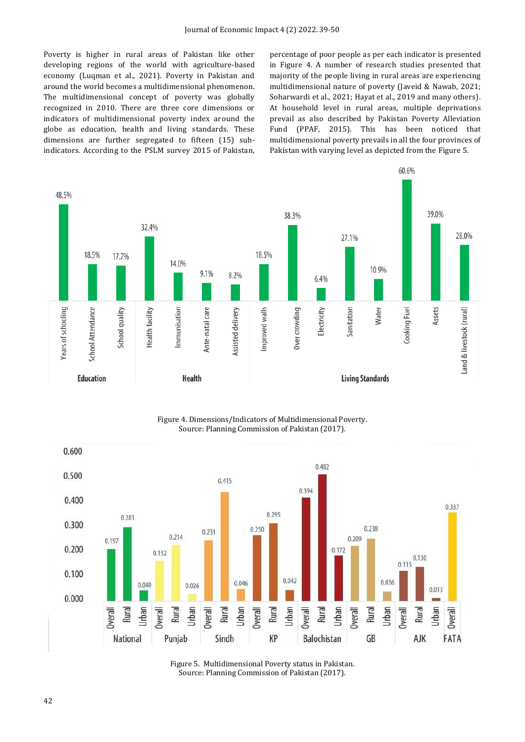Poverty is higher in rural areas of Pakistan like other developing regions of the world with agriculture-based economy (Luqman et al., 2021). Poverty in Pakistan and around the world becomes a multidimensional phenomenon. The multidimensional concept of poverty was globally recognized in 2010. There are three core dimensions or indicators of multidimensional poverty index around the globe as education, health and living standards. These dimensions are further segregated to fifteen (15) sub-indicators. According to the PSLM survey 2015 of Pakistan, percentage of poor people as per each indicator is presented in Figure 4. A number of research studies presented that majority of the people living in rural areas are experiencing multidimensional nature of poverty (Javeid & Nawab, 2021; Soharwardi et al., 2021; Hayat et al., 2019 and many others). At household level in rural areas, multiple deprivations prevail as also described by Pakistan Poverty Alleviation Fund (PPAF, 2015). This has been noticed that multidimensional poverty prevails in all the four provinces of Pakistan with varying level as depicted from the Figure 5.

Figure 4. Dimensions/Indicators of Multidimensional Poverty.
Source: Planning Commission of Pakistan (2017).

Figure 5. Multidimensional Poverty status in Pakistan.
Source: Planning Commission of Pakistan (2017).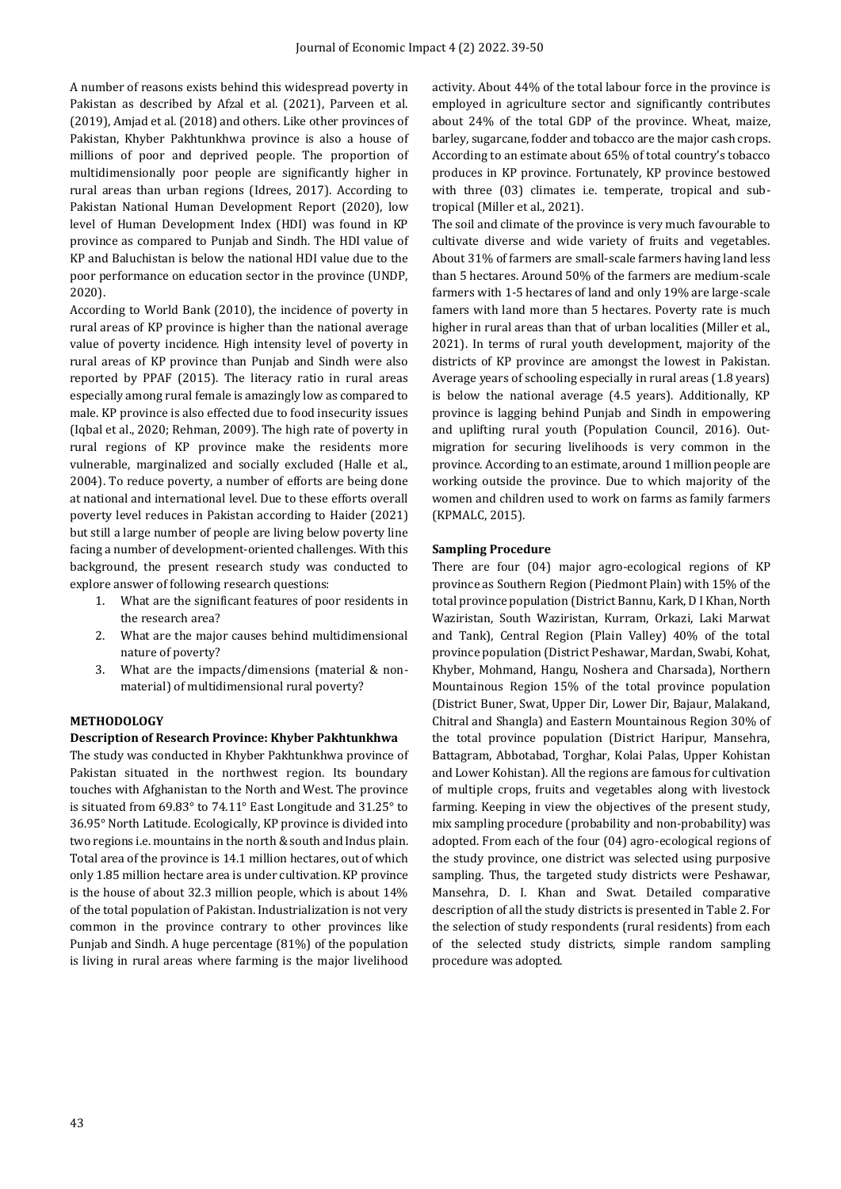A number of reasons exists behind this widespread poverty in Pakistan as described by Afzal et al. (2021), Parveen et al. (2019), Amjad et al. (2018) and others. Like other provinces of Pakistan, Khyber Pakhtunkhwa province is also a house of millions of poor and deprived people. The proportion of multidimensionally poor people are significantly higher in rural areas than urban regions (Idrees, 2017). According to Pakistan National Human Development Report (2020), low level of Human Development Index (HDI) was found in KP province as compared to Punjab and Sindh. The HDI value of KP and Baluchistan is below the national HDI value due to the poor performance on education sector in the province (UNDP, 2020).

According to World Bank (2010), the incidence of poverty in rural areas of KP province is higher than the national average value of poverty incidence. High intensity level of poverty in rural areas of KP province than Punjab and Sindh were also reported by PPAF (2015). The literacy ratio in rural areas especially among rural female is amazingly low as compared to male. KP province is also effected due to food insecurity issues (Iqbal et al., 2020; Rehman, 2009). The high rate of poverty in rural regions of KP province make the residents more vulnerable, marginalized and socially excluded (Halle et al., 2004). To reduce poverty, a number of efforts are being done at national and international level. Due to these efforts overall poverty level reduces in Pakistan according to Haider (2021) but still a large number of people are living below poverty line facing a number of development-oriented challenges. With this background, the present research study was conducted to explore answer of following research questions:

1. What are the significant features of poor residents in the research area?
2. What are the major causes behind multidimensional nature of poverty?
3. What are the impacts/dimensions (material & non-material) of multidimensional rural poverty?

## METHODOLOGY

### Description of Research Province: Khyber Pakhtunkhwa

The study was conducted in Khyber Pakhtunkhwa province of Pakistan situated in the northwest region. Its boundary touches with Afghanistan to the North and West. The province is situated from 69.83° to 74.11° East Longitude and 31.25° to 36.95° North Latitude. Ecologically, KP province is divided into two regions i.e. mountains in the north & south and Indus plain. Total area of the province is 14.1 million hectares, out of which only 1.85 million hectare area is under cultivation. KP province is the house of about 32.3 million people, which is about 14% of the total population of Pakistan. Industrialization is not very common in the province contrary to other provinces like Punjab and Sindh. A huge percentage (81%) of the population is living in rural areas where farming is the major livelihood activity. About 44% of the total labour force in the province is employed in agriculture sector and significantly contributes about 24% of the total GDP of the province. Wheat, maize, barley, sugarcane, fodder and tobacco are the major cash crops. According to an estimate about 65% of total country's tobacco produces in KP province. Fortunately, KP province bestowed with three (03) climates i.e. temperate, tropical and sub-tropical (Miller et al., 2021).

The soil and climate of the province is very much favourable to cultivate diverse and wide variety of fruits and vegetables. About 31% of farmers are small-scale farmers having land less than 5 hectares. Around 50% of the farmers are medium-scale farmers with 1-5 hectares of land and only 19% are large-scale famers with land more than 5 hectares. Poverty rate is much higher in rural areas than that of urban localities (Miller et al., 2021). In terms of rural youth development, majority of the districts of KP province are amongst the lowest in Pakistan. Average years of schooling especially in rural areas (1.8 years) is below the national average (4.5 years). Additionally, KP province is lagging behind Punjab and Sindh in empowering and uplifting rural youth (Population Council, 2016). Out-migration for securing livelihoods is very common in the province. According to an estimate, around 1 million people are working outside the province. Due to which majority of the women and children used to work on farms as family farmers (KPMALC, 2015).

### Sampling Procedure

There are four (04) major agro-ecological regions of KP province as Southern Region (Piedmont Plain) with 15% of the total province population (District Bannu, Kark, D I Khan, North Waziristan, South Waziristan, Kurram, Orkazi, Laki Marwat and Tank), Central Region (Plain Valley) 40% of the total province population (District Peshawar, Mardan, Swabi, Kohat, Khyber, Mohmand, Hangu, Noshera and Charsada), Northern Mountainous Region 15% of the total province population (District Buner, Swat, Upper Dir, Lower Dir, Bajaur, Malakand, Chitral and Shangla) and Eastern Mountainous Region 30% of the total province population (District Haripur, Mansehra, Battagram, Abbotabad, Torghar, Kolai Palas, Upper Kohistan and Lower Kohistan). All the regions are famous for cultivation of multiple crops, fruits and vegetables along with livestock farming. Keeping in view the objectives of the present study, mix sampling procedure (probability and non-probability) was adopted. From each of the four (04) agro-ecological regions of the study province, one district was selected using purposive sampling. Thus, the targeted study districts were Peshawar, Mansehra, D. I. Khan and Swat. Detailed comparative description of all the study districts is presented in Table 2. For the selection of study respondents (rural residents) from each of the selected study districts, simple random sampling procedure was adopted.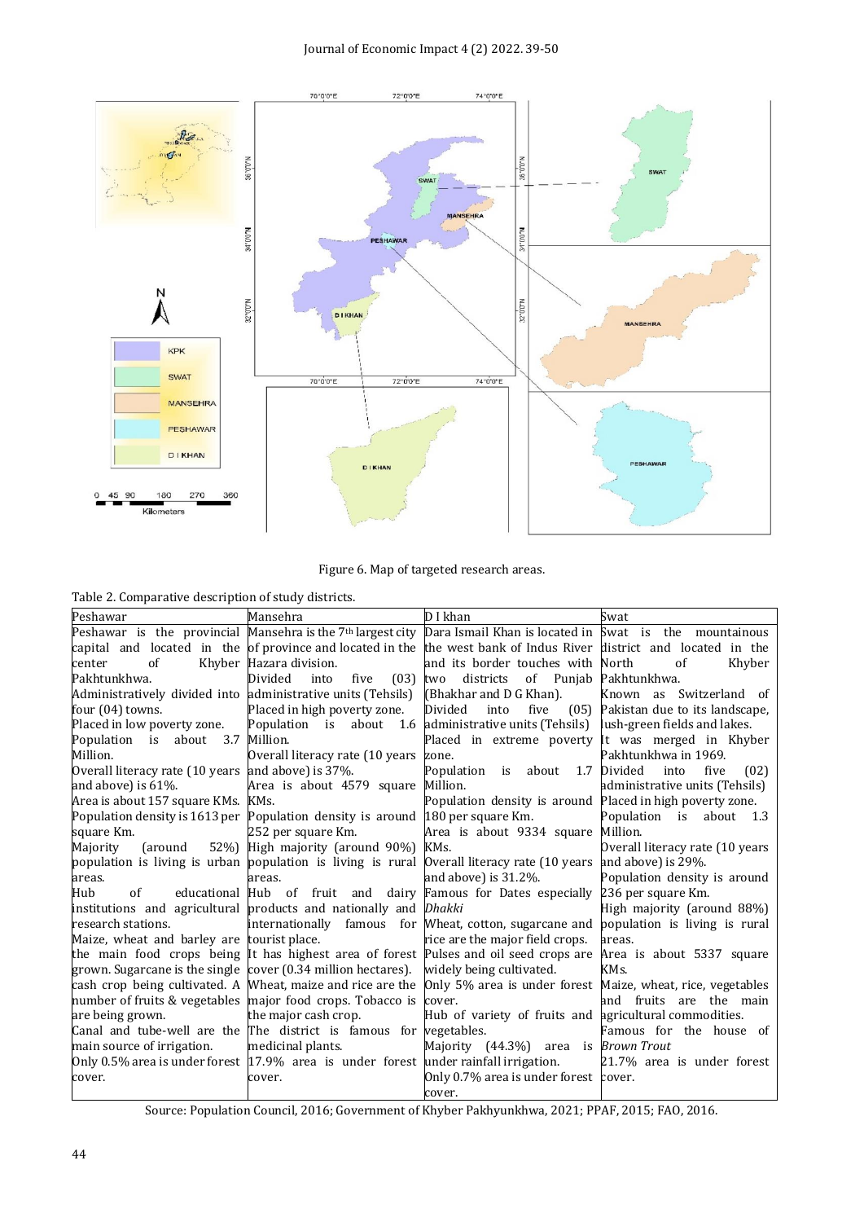Figure 6. Map of targeted research areas.

Table 2. Comparative description of study districts.

| Peshawar | Mansehra | D I khan | Swat |
|---|---|---|---|
| Peshawar is the provincial capital and located in the center of Khyber Pakhtunkhwa. Administratively divided into four (04) towns. Placed in low poverty zone. Population is about 3.7 Million. Overall literacy rate (10 years and above) is 61%. Area is about 157 square KMs. Population density is 1613 per square Km. Majority (around 52%) population is living is urban areas. Hub of educational institutions and agricultural research stations. Maize, wheat and barley are the main food crops being grown. Sugarcane is the single cash crop being cultivated. A number of fruits & vegetables are being grown. Canal and tube-well are the main source of irrigation. Only 0.5% area is under forest cover. | Mansehra is the 7th largest city of province and located in the Hazara division. Divided into five (03) administrative units (Tehsils) Placed in high poverty zone. Population is about 1.6 Million. Overall literacy rate (10 years and above) is 37%. Area is about 4579 square KMs. Population density is around 252 per square Km. High majority (around 90%) population is living is rural areas. Hub of fruit and dairy products and nationally and internationally famous for tourist place. It has highest area of forest cover (0.34 million hectares). Wheat, maize and rice are the major food crops. Tobacco is the major cash crop. The district is famous for medicinal plants. 17.9% area is under forest cover. | Dara Ismail Khan is located in the west bank of Indus River and its border touches with two districts of Punjab (Bhakhar and D G Khan). Divided into five (05) administrative units (Tehsils) Placed in extreme poverty zone. Population is about 1.7 Million. Population density is around 180 per square Km. Area is about 9334 square KMs. Overall literacy rate (10 years and above) is 31.2%. Famous for Dates especially *Dhakki* Wheat, cotton, sugarcane and rice are the major field crops. Pulses and oil seed crops are widely being cultivated. Only 5% area is under forest cover. Hub of variety of fruits and vegetables. Majority (44.3%) area is under rainfall irrigation. Only 0.7% area is under forest cover. | Swat is the mountainous district and located in the North of Khyber Pakhtunkhwa. Known as Switzerland of Pakistan due to its landscape, lush-green fields and lakes. It was merged in Khyber Pakhtunkhwa in 1969. Divided into five (02) administrative units (Tehsils) Placed in high poverty zone. Population is about 1.3 Million. Overall literacy rate (10 years and above) is 29%. Population density is around 236 per square Km. High majority (around 88%) population is living is rural areas. Area is about 5337 square KMs. Maize, wheat, rice, vegetables and fruits are the main agricultural commodities. Famous for the house of *Brown Trout* 21.7% area is under forest cover. |

Source: Population Council, 2016; Government of Khyber Pakhyunkhwa, 2021; PPAF, 2015; FAO, 2016.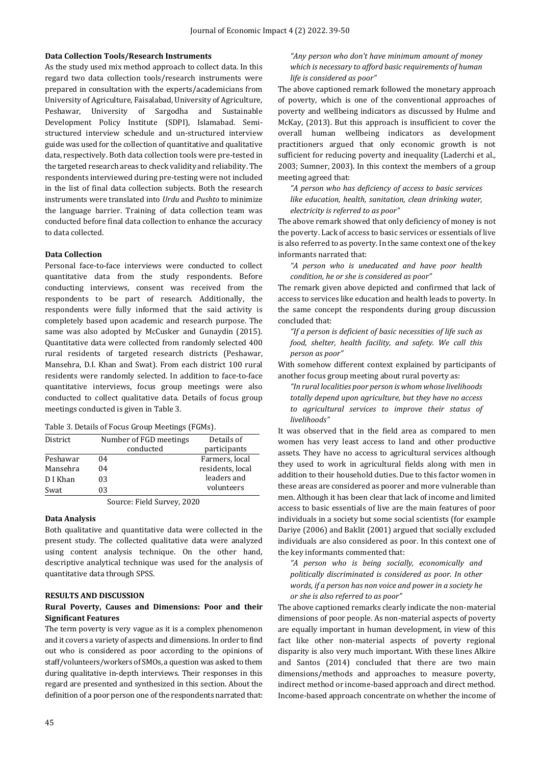### Data Collection Tools/Research Instruments

As the study used mix method approach to collect data. In this regard two data collection tools/research instruments were prepared in consultation with the experts/academicians from University of Agriculture, Faisalabad, University of Agriculture, Peshawar, University of Sargodha and Sustainable Development Policy Institute (SDPI), Islamabad. Semi-structured interview schedule and un-structured interview guide was used for the collection of quantitative and qualitative data, respectively. Both data collection tools were pre-tested in the targeted research areas to check validity and reliability. The respondents interviewed during pre-testing were not included in the list of final data collection subjects. Both the research instruments were translated into *Urdu* and *Pushto* to minimize the language barrier. Training of data collection team was conducted before final data collection to enhance the accuracy to data collected.

### Data Collection

Personal face-to-face interviews were conducted to collect quantitative data from the study respondents. Before conducting interviews, consent was received from the respondents to be part of research. Additionally, the respondents were fully informed that the said activity is completely based upon academic and research purpose. The same was also adopted by McCusker and Gunaydin (2015). Quantitative data were collected from randomly selected 400 rural residents of targeted research districts (Peshawar, Mansehra, D.I. Khan and Swat). From each district 100 rural residents were randomly selected. In addition to face-to-face quantitative interviews, focus group meetings were also conducted to collect qualitative data. Details of focus group meetings conducted is given in Table 3.

Table 3. Details of Focus Group Meetings (FGMs).

| District | Number of FGD meetings conducted | Details of participants |
|---|---|---|
| Peshawar | 04 | Farmers, local residents, local leaders and volunteers |
| Mansehra | 04 | |
| D I Khan | 03 | |
| Swat | 03 | |

Source: Field Survey, 2020

### Data Analysis

Both qualitative and quantitative data were collected in the present study. The collected qualitative data were analyzed using content analysis technique. On the other hand, descriptive analytical technique was used for the analysis of quantitative data through SPSS.

## RESULTS AND DISCUSSION

### Rural Poverty, Causes and Dimensions: Poor and their Significant Features

The term poverty is very vague as it is a complex phenomenon and it covers a variety of aspects and dimensions. In order to find out who is considered as poor according to the opinions of staff/volunteers/workers of SMOs, a question was asked to them during qualitative in-depth interviews. Their responses in this regard are presented and synthesized in this section. About the definition of a poor person one of the respondents narrated that:

> *"Any person who don't have minimum amount of money which is necessary to afford basic requirements of human life is considered as poor"*

The above captioned remark followed the monetary approach of poverty, which is one of the conventional approaches of poverty and wellbeing indicators as discussed by Hulme and McKay, (2013). But this approach is insufficient to cover the overall human wellbeing indicators as development practitioners argued that only economic growth is not sufficient for reducing poverty and inequality (Laderchi et al., 2003; Sumner, 2003). In this context the members of a group meeting agreed that:

> *"A person who has deficiency of access to basic services like education, health, sanitation, clean drinking water, electricity is referred to as poor"*

The above remark showed that only deficiency of money is not the poverty. Lack of access to basic services or essentials of live is also referred to as poverty. In the same context one of the key informants narrated that:

> *"A person who is uneducated and have poor health condition, he or she is considered as poor"*

The remark given above depicted and confirmed that lack of access to services like education and health leads to poverty. In the same concept the respondents during group discussion concluded that:

> *"If a person is deficient of basic necessities of life such as food, shelter, health facility, and safety. We call this person as poor"*

With somehow different context explained by participants of another focus group meeting about rural poverty as:

> *"In rural localities poor person is whom whose livelihoods totally depend upon agriculture, but they have no access to agricultural services to improve their status of livelihoods"*

It was observed that in the field area as compared to men women has very least access to land and other productive assets. They have no access to agricultural services although they used to work in agricultural fields along with men in addition to their household duties. Due to this factor women in these areas are considered as poorer and more vulnerable than men. Although it has been clear that lack of income and limited access to basic essentials of live are the main features of poor individuals in a society but some social scientists (for example Dariye (2006) and Baklit (2001) argued that socially excluded individuals are also considered as poor. In this context one of the key informants commented that:

> *"A person who is being socially, economically and politically discriminated is considered as poor. In other words, if a person has non voice and power in a society he or she is also referred to as poor"*

The above captioned remarks clearly indicate the non-material dimensions of poor people. As non-material aspects of poverty are equally important in human development, in view of this fact like other non-material aspects of poverty regional disparity is also very much important. With these lines Alkire and Santos (2014) concluded that there are two main dimensions/methods and approaches to measure poverty, indirect method or income-based approach and direct method. Income-based approach concentrate on whether the income of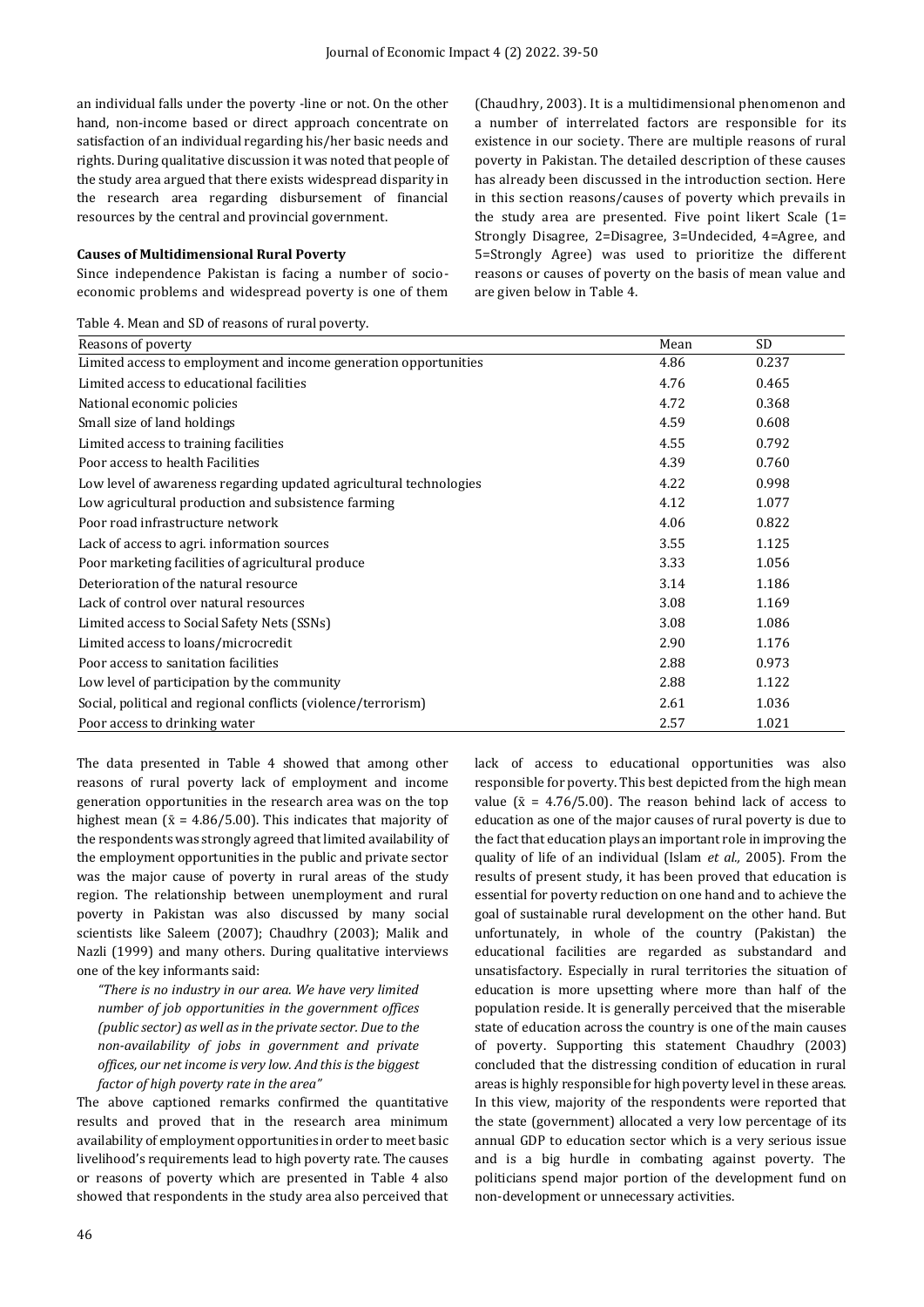an individual falls under the poverty -line or not. On the other hand, non-income based or direct approach concentrate on satisfaction of an individual regarding his/her basic needs and rights. During qualitative discussion it was noted that people of the study area argued that there exists widespread disparity in the research area regarding disbursement of financial resources by the central and provincial government.

### Causes of Multidimensional Rural Poverty

Since independence Pakistan is facing a number of socio-economic problems and widespread poverty is one of them (Chaudhry, 2003). It is a multidimensional phenomenon and a number of interrelated factors are responsible for its existence in our society. There are multiple reasons of rural poverty in Pakistan. The detailed description of these causes has already been discussed in the introduction section. Here in this section reasons/causes of poverty which prevails in the study area are presented. Five point likert Scale (1= Strongly Disagree, 2=Disagree, 3=Undecided, 4=Agree, and 5=Strongly Agree) was used to prioritize the different reasons or causes of poverty on the basis of mean value and are given below in Table 4.

Table 4. Mean and SD of reasons of rural poverty.

| Reasons of poverty | Mean | SD |
|---|---|---|
| Limited access to employment and income generation opportunities | 4.86 | 0.237 |
| Limited access to educational facilities | 4.76 | 0.465 |
| National economic policies | 4.72 | 0.368 |
| Small size of land holdings | 4.59 | 0.608 |
| Limited access to training facilities | 4.55 | 0.792 |
| Poor access to health Facilities | 4.39 | 0.760 |
| Low level of awareness regarding updated agricultural technologies | 4.22 | 0.998 |
| Low agricultural production and subsistence farming | 4.12 | 1.077 |
| Poor road infrastructure network | 4.06 | 0.822 |
| Lack of access to agri. information sources | 3.55 | 1.125 |
| Poor marketing facilities of agricultural produce | 3.33 | 1.056 |
| Deterioration of the natural resource | 3.14 | 1.186 |
| Lack of control over natural resources | 3.08 | 1.169 |
| Limited access to Social Safety Nets (SSNs) | 3.08 | 1.086 |
| Limited access to loans/microcredit | 2.90 | 1.176 |
| Poor access to sanitation facilities | 2.88 | 0.973 |
| Low level of participation by the community | 2.88 | 1.122 |
| Social, political and regional conflicts (violence/terrorism) | 2.61 | 1.036 |
| Poor access to drinking water | 2.57 | 1.021 |

The data presented in Table 4 showed that among other reasons of rural poverty lack of employment and income generation opportunities in the research area was on the top highest mean ($\bar{x}$ = 4.86/5.00). This indicates that majority of the respondents was strongly agreed that limited availability of the employment opportunities in the public and private sector was the major cause of poverty in rural areas of the study region. The relationship between unemployment and rural poverty in Pakistan was also discussed by many social scientists like Saleem (2007); Chaudhry (2003); Malik and Nazli (1999) and many others. During qualitative interviews one of the key informants said:

> *"There is no industry in our area. We have very limited number of job opportunities in the government offices (public sector) as well as in the private sector. Due to the non-availability of jobs in government and private offices, our net income is very low. And this is the biggest factor of high poverty rate in the area"*

The above captioned remarks confirmed the quantitative results and proved that in the research area minimum availability of employment opportunities in order to meet basic livelihood's requirements lead to high poverty rate. The causes or reasons of poverty which are presented in Table 4 also showed that respondents in the study area also perceived that lack of access to educational opportunities was also responsible for poverty. This best depicted from the high mean value ($\bar{x}$ = 4.76/5.00). The reason behind lack of access to education as one of the major causes of rural poverty is due to the fact that education plays an important role in improving the quality of life of an individual (Islam *et al.,* 2005). From the results of present study, it has been proved that education is essential for poverty reduction on one hand and to achieve the goal of sustainable rural development on the other hand. But unfortunately, in whole of the country (Pakistan) the educational facilities are regarded as substandard and unsatisfactory. Especially in rural territories the situation of education is more upsetting where more than half of the population reside. It is generally perceived that the miserable state of education across the country is one of the main causes of poverty. Supporting this statement Chaudhry (2003) concluded that the distressing condition of education in rural areas is highly responsible for high poverty level in these areas. In this view, majority of the respondents were reported that the state (government) allocated a very low percentage of its annual GDP to education sector which is a very serious issue and is a big hurdle in combating against poverty. The politicians spend major portion of the development fund on non-development or unnecessary activities.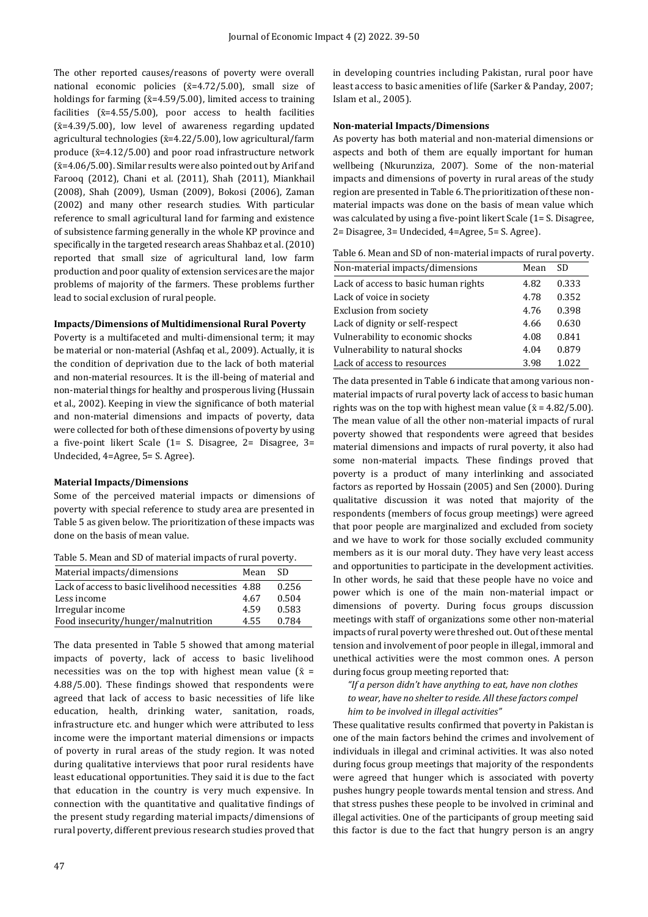The other reported causes/reasons of poverty were overall national economic policies ($\bar{x}$=4.72/5.00), small size of holdings for farming ($\bar{x}$=4.59/5.00), limited access to training facilities ($\bar{x}$=4.55/5.00), poor access to health facilities ($\bar{x}$=4.39/5.00), low level of awareness regarding updated agricultural technologies ($\bar{x}$=4.22/5.00), low agricultural/farm produce ($\bar{x}$=4.12/5.00) and poor road infrastructure network ($\bar{x}$=4.06/5.00). Similar results were also pointed out by Arif and Farooq (2012), Chani et al. (2011), Shah (2011), Miankhail (2008), Shah (2009), Usman (2009), Bokosi (2006), Zaman (2002) and many other research studies. With particular reference to small agricultural land for farming and existence of subsistence farming generally in the whole KP province and specifically in the targeted research areas Shahbaz et al. (2010) reported that small size of agricultural land, low farm production and poor quality of extension services are the major problems of majority of the farmers. These problems further lead to social exclusion of rural people.

**Impacts/Dimensions of Multidimensional Rural Poverty**

Poverty is a multifaceted and multi-dimensional term; it may be material or non-material (Ashfaq et al., 2009). Actually, it is the condition of deprivation due to the lack of both material and non-material resources. It is the ill-being of material and non-material things for healthy and prosperous living (Hussain et al., 2002). Keeping in view the significance of both material and non-material dimensions and impacts of poverty, data were collected for both of these dimensions of poverty by using a five-point likert Scale (1= S. Disagree, 2= Disagree, 3= Undecided, 4=Agree, 5= S. Agree).

**Material Impacts/Dimensions**

Some of the perceived material impacts or dimensions of poverty with special reference to study area are presented in Table 5 as given below. The prioritization of these impacts was done on the basis of mean value.

Table 5. Mean and SD of material impacts of rural poverty.

| Material impacts/dimensions | Mean | SD |
|---|---|---|
| Lack of access to basic livelihood necessities | 4.88 | 0.256 |
| Less income | 4.67 | 0.504 |
| Irregular income | 4.59 | 0.583 |
| Food insecurity/hunger/malnutrition | 4.55 | 0.784 |

The data presented in Table 5 showed that among material impacts of poverty, lack of access to basic livelihood necessities was on the top with highest mean value ($\bar{x}$ = 4.88/5.00). These findings showed that respondents were agreed that lack of access to basic necessities of life like education, health, drinking water, sanitation, roads, infrastructure etc. and hunger which were attributed to less income were the important material dimensions or impacts of poverty in rural areas of the study region. It was noted during qualitative interviews that poor rural residents have least educational opportunities. They said it is due to the fact that education in the country is very much expensive. In connection with the quantitative and qualitative findings of the present study regarding material impacts/dimensions of rural poverty, different previous research studies proved that in developing countries including Pakistan, rural poor have least access to basic amenities of life (Sarker & Panday, 2007; Islam et al., 2005).

**Non-material Impacts/Dimensions**

As poverty has both material and non-material dimensions or aspects and both of them are equally important for human wellbeing (Nkurunziza, 2007). Some of the non-material impacts and dimensions of poverty in rural areas of the study region are presented in Table 6. The prioritization of these non-material impacts was done on the basis of mean value which was calculated by using a five-point likert Scale (1= S. Disagree, 2= Disagree, 3= Undecided, 4=Agree, 5= S. Agree).

Table 6. Mean and SD of non-material impacts of rural poverty.

| Non-material impacts/dimensions | Mean | SD |
|---|---|---|
| Lack of access to basic human rights | 4.82 | 0.333 |
| Lack of voice in society | 4.78 | 0.352 |
| Exclusion from society | 4.76 | 0.398 |
| Lack of dignity or self-respect | 4.66 | 0.630 |
| Vulnerability to economic shocks | 4.08 | 0.841 |
| Vulnerability to natural shocks | 4.04 | 0.879 |
| Lack of access to resources | 3.98 | 1.022 |

The data presented in Table 6 indicate that among various non-material impacts of rural poverty lack of access to basic human rights was on the top with highest mean value ($\bar{x}$ = 4.82/5.00). The mean value of all the other non-material impacts of rural poverty showed that respondents were agreed that besides material dimensions and impacts of rural poverty, it also had some non-material impacts. These findings proved that poverty is a product of many interlinking and associated factors as reported by Hossain (2005) and Sen (2000). During qualitative discussion it was noted that majority of the respondents (members of focus group meetings) were agreed that poor people are marginalized and excluded from society and we have to work for those socially excluded community members as it is our moral duty. They have very least access and opportunities to participate in the development activities. In other words, he said that these people have no voice and power which is one of the main non-material impact or dimensions of poverty. During focus groups discussion meetings with staff of organizations some other non-material impacts of rural poverty were threshed out. Out of these mental tension and involvement of poor people in illegal, immoral and unethical activities were the most common ones. A person during focus group meeting reported that:

> *"If a person didn't have anything to eat, have non clothes to wear, have no shelter to reside. All these factors compel him to be involved in illegal activities"*

These qualitative results confirmed that poverty in Pakistan is one of the main factors behind the crimes and involvement of individuals in illegal and criminal activities. It was also noted during focus group meetings that majority of the respondents were agreed that hunger which is associated with poverty pushes hungry people towards mental tension and stress. And that stress pushes these people to be involved in criminal and illegal activities. One of the participants of group meeting said this factor is due to the fact that hungry person is an angry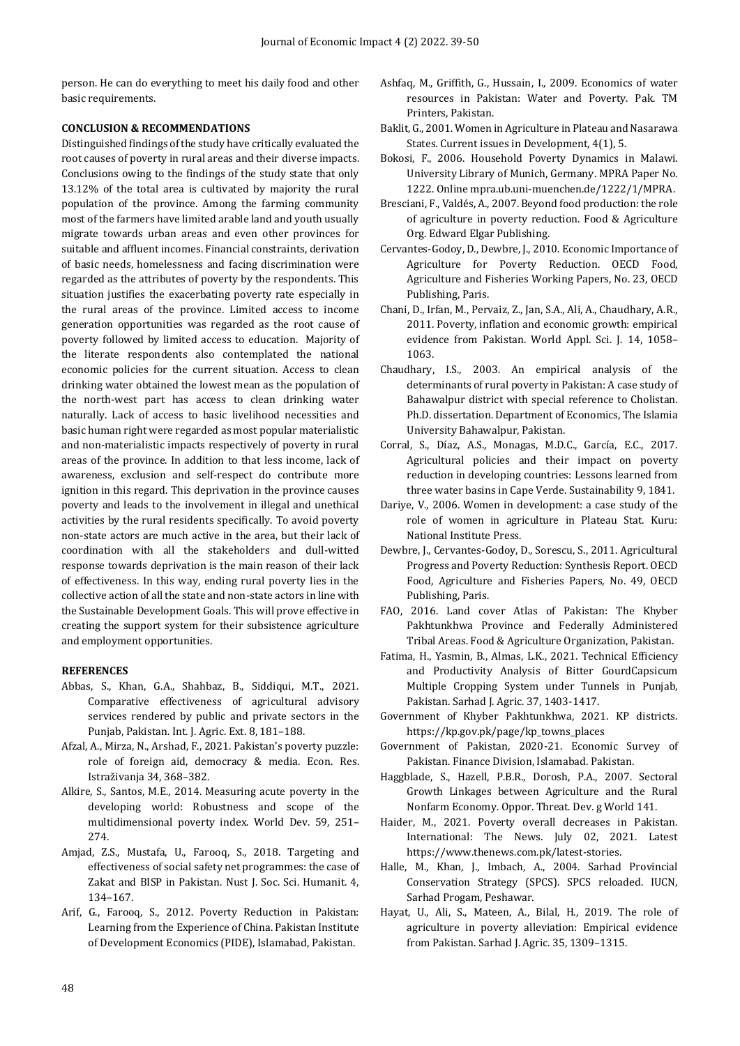person. He can do everything to meet his daily food and other basic requirements.

## CONCLUSION & RECOMMENDATIONS

Distinguished findings of the study have critically evaluated the root causes of poverty in rural areas and their diverse impacts. Conclusions owing to the findings of the study state that only 13.12% of the total area is cultivated by majority the rural population of the province. Among the farming community most of the farmers have limited arable land and youth usually migrate towards urban areas and even other provinces for suitable and affluent incomes. Financial constraints, derivation of basic needs, homelessness and facing discrimination were regarded as the attributes of poverty by the respondents. This situation justifies the exacerbating poverty rate especially in the rural areas of the province. Limited access to income generation opportunities was regarded as the root cause of poverty followed by limited access to education. Majority of the literate respondents also contemplated the national economic policies for the current situation. Access to clean drinking water obtained the lowest mean as the population of the north-west part has access to clean drinking water naturally. Lack of access to basic livelihood necessities and basic human right were regarded as most popular materialistic and non-materialistic impacts respectively of poverty in rural areas of the province. In addition to that less income, lack of awareness, exclusion and self-respect do contribute more ignition in this regard. This deprivation in the province causes poverty and leads to the involvement in illegal and unethical activities by the rural residents specifically. To avoid poverty non-state actors are much active in the area, but their lack of coordination with all the stakeholders and dull-witted response towards deprivation is the main reason of their lack of effectiveness. In this way, ending rural poverty lies in the collective action of all the state and non-state actors in line with the Sustainable Development Goals. This will prove effective in creating the support system for their subsistence agriculture and employment opportunities.

## REFERENCES

Abbas, S., Khan, G.A., Shahbaz, B., Siddiqui, M.T., 2021. Comparative effectiveness of agricultural advisory services rendered by public and private sectors in the Punjab, Pakistan. Int. J. Agric. Ext. 8, 181–188.

Afzal, A., Mirza, N., Arshad, F., 2021. Pakistan's poverty puzzle: role of foreign aid, democracy & media. Econ. Res. Istraživanja 34, 368–382.

Alkire, S., Santos, M.E., 2014. Measuring acute poverty in the developing world: Robustness and scope of the multidimensional poverty index. World Dev. 59, 251–274.

Amjad, Z.S., Mustafa, U., Farooq, S., 2018. Targeting and effectiveness of social safety net programmes: the case of Zakat and BISP in Pakistan. Nust J. Soc. Sci. Humanit. 4, 134–167.

Arif, G., Farooq, S., 2012. Poverty Reduction in Pakistan: Learning from the Experience of China. Pakistan Institute of Development Economics (PIDE), Islamabad, Pakistan.

Ashfaq, M., Griffith, G., Hussain, I., 2009. Economics of water resources in Pakistan: Water and Poverty. Pak. TM Printers, Pakistan.

Baklit, G., 2001. Women in Agriculture in Plateau and Nasarawa States. Current issues in Development, 4(1), 5.

Bokosi, F., 2006. Household Poverty Dynamics in Malawi. University Library of Munich, Germany. MPRA Paper No. 1222. Online mpra.ub.uni-muenchen.de/1222/1/MPRA.

Bresciani, F., Valdés, A., 2007. Beyond food production: the role of agriculture in poverty reduction. Food & Agriculture Org. Edward Elgar Publishing.

Cervantes-Godoy, D., Dewbre, J., 2010. Economic Importance of Agriculture for Poverty Reduction. OECD Food, Agriculture and Fisheries Working Papers, No. 23, OECD Publishing, Paris.

Chani, D., Irfan, M., Pervaiz, Z., Jan, S.A., Ali, A., Chaudhary, A.R., 2011. Poverty, inflation and economic growth: empirical evidence from Pakistan. World Appl. Sci. J. 14, 1058–1063.

Chaudhary, I.S., 2003. An empirical analysis of the determinants of rural poverty in Pakistan: A case study of Bahawalpur district with special reference to Cholistan. Ph.D. dissertation. Department of Economics, The Islamia University Bahawalpur, Pakistan.

Corral, S., Díaz, A.S., Monagas, M.D.C., García, E.C., 2017. Agricultural policies and their impact on poverty reduction in developing countries: Lessons learned from three water basins in Cape Verde. Sustainability 9, 1841.

Dariye, V., 2006. Women in development: a case study of the role of women in agriculture in Plateau Stat. Kuru: National Institute Press.

Dewbre, J., Cervantes-Godoy, D., Sorescu, S., 2011. Agricultural Progress and Poverty Reduction: Synthesis Report. OECD Food, Agriculture and Fisheries Papers, No. 49, OECD Publishing, Paris.

FAO, 2016. Land cover Atlas of Pakistan: The Khyber Pakhtunkhwa Province and Federally Administered Tribal Areas. Food & Agriculture Organization, Pakistan.

Fatima, H., Yasmin, B., Almas, L.K., 2021. Technical Efficiency and Productivity Analysis of Bitter GourdCapsicum Multiple Cropping System under Tunnels in Punjab, Pakistan. Sarhad J. Agric. 37, 1403-1417.

Government of Khyber Pakhtunkhwa, 2021. KP districts. https://kp.gov.pk/page/kp_towns_places

Government of Pakistan, 2020-21. Economic Survey of Pakistan. Finance Division, Islamabad. Pakistan.

Haggblade, S., Hazell, P.B.R., Dorosh, P.A., 2007. Sectoral Growth Linkages between Agriculture and the Rural Nonfarm Economy. Oppor. Threat. Dev. g World 141.

Haider, M., 2021. Poverty overall decreases in Pakistan. International: The News. July 02, 2021. Latest https://www.thenews.com.pk/latest-stories.

Halle, M., Khan, J., Imbach, A., 2004. Sarhad Provincial Conservation Strategy (SPCS). SPCS reloaded. IUCN, Sarhad Progam, Peshawar.

Hayat, U., Ali, S., Mateen, A., Bilal, H., 2019. The role of agriculture in poverty alleviation: Empirical evidence from Pakistan. Sarhad J. Agric. 35, 1309–1315.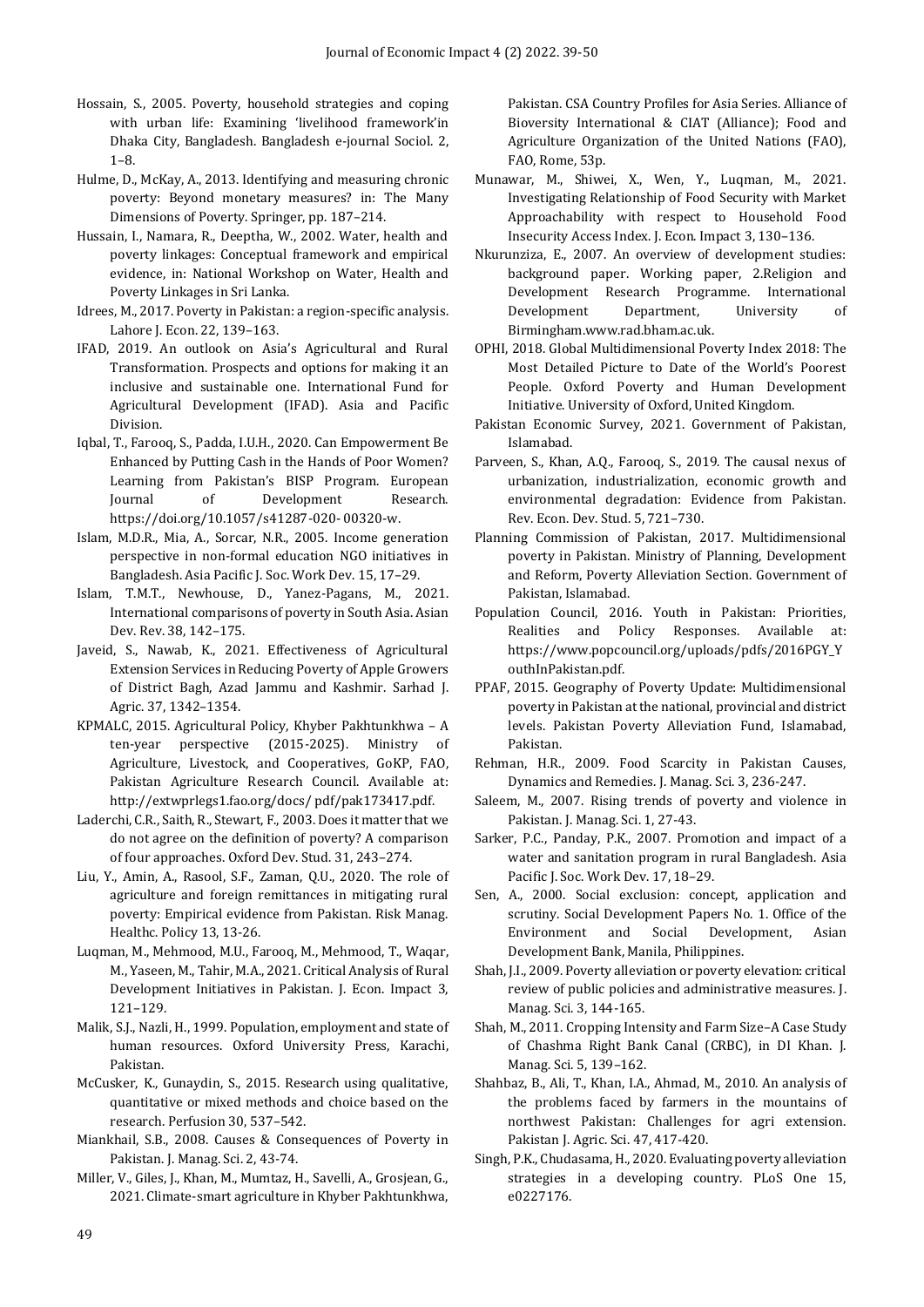Hossain, S., 2005. Poverty, household strategies and coping with urban life: Examining 'livelihood framework'in Dhaka City, Bangladesh. Bangladesh e-journal Sociol. 2, 1–8.

Hulme, D., McKay, A., 2013. Identifying and measuring chronic poverty: Beyond monetary measures? in: The Many Dimensions of Poverty. Springer, pp. 187–214.

Hussain, I., Namara, R., Deeptha, W., 2002. Water, health and poverty linkages: Conceptual framework and empirical evidence, in: National Workshop on Water, Health and Poverty Linkages in Sri Lanka.

Idrees, M., 2017. Poverty in Pakistan: a region-specific analysis. Lahore J. Econ. 22, 139–163.

IFAD, 2019. An outlook on Asia's Agricultural and Rural Transformation. Prospects and options for making it an inclusive and sustainable one. International Fund for Agricultural Development (IFAD). Asia and Pacific Division.

Iqbal, T., Farooq, S., Padda, I.U.H., 2020. Can Empowerment Be Enhanced by Putting Cash in the Hands of Poor Women? Learning from Pakistan's BISP Program. European Journal of Development Research. https://doi.org/10.1057/s41287-020- 00320-w.

Islam, M.D.R., Mia, A., Sorcar, N.R., 2005. Income generation perspective in non-formal education NGO initiatives in Bangladesh. Asia Pacific J. Soc. Work Dev. 15, 17–29.

Islam, T.M.T., Newhouse, D., Yanez-Pagans, M., 2021. International comparisons of poverty in South Asia. Asian Dev. Rev. 38, 142–175.

Javeid, S., Nawab, K., 2021. Effectiveness of Agricultural Extension Services in Reducing Poverty of Apple Growers of District Bagh, Azad Jammu and Kashmir. Sarhad J. Agric. 37, 1342–1354.

KPMALC, 2015. Agricultural Policy, Khyber Pakhtunkhwa – A ten-year perspective (2015-2025). Ministry of Agriculture, Livestock, and Cooperatives, GoKP, FAO, Pakistan Agriculture Research Council. Available at: http://extwprlegs1.fao.org/docs/ pdf/pak173417.pdf.

Laderchi, C.R., Saith, R., Stewart, F., 2003. Does it matter that we do not agree on the definition of poverty? A comparison of four approaches. Oxford Dev. Stud. 31, 243–274.

Liu, Y., Amin, A., Rasool, S.F., Zaman, Q.U., 2020. The role of agriculture and foreign remittances in mitigating rural poverty: Empirical evidence from Pakistan. Risk Manag. Healthc. Policy 13, 13-26.

Luqman, M., Mehmood, M.U., Farooq, M., Mehmood, T., Waqar, M., Yaseen, M., Tahir, M.A., 2021. Critical Analysis of Rural Development Initiatives in Pakistan. J. Econ. Impact 3, 121–129.

Malik, S.J., Nazli, H., 1999. Population, employment and state of human resources. Oxford University Press, Karachi, Pakistan.

McCusker, K., Gunaydin, S., 2015. Research using qualitative, quantitative or mixed methods and choice based on the research. Perfusion 30, 537–542.

Miankhail, S.B., 2008. Causes & Consequences of Poverty in Pakistan. J. Manag. Sci. 2, 43-74.

Miller, V., Giles, J., Khan, M., Mumtaz, H., Savelli, A., Grosjean, G., 2021. Climate-smart agriculture in Khyber Pakhtunkhwa, Pakistan. CSA Country Profiles for Asia Series. Alliance of Bioversity International & CIAT (Alliance); Food and Agriculture Organization of the United Nations (FAO), FAO, Rome, 53p.

Munawar, M., Shiwei, X., Wen, Y., Luqman, M., 2021. Investigating Relationship of Food Security with Market Approachability with respect to Household Food Insecurity Access Index. J. Econ. Impact 3, 130–136.

Nkurunziza, E., 2007. An overview of development studies: background paper. Working paper, 2.Religion and Development Research Programme. International Development Department, University of Birmingham.www.rad.bham.ac.uk.

OPHI, 2018. Global Multidimensional Poverty Index 2018: The Most Detailed Picture to Date of the World's Poorest People. Oxford Poverty and Human Development Initiative. University of Oxford, United Kingdom.

Pakistan Economic Survey, 2021. Government of Pakistan, Islamabad.

Parveen, S., Khan, A.Q., Farooq, S., 2019. The causal nexus of urbanization, industrialization, economic growth and environmental degradation: Evidence from Pakistan. Rev. Econ. Dev. Stud. 5, 721–730.

Planning Commission of Pakistan, 2017. Multidimensional poverty in Pakistan. Ministry of Planning, Development and Reform, Poverty Alleviation Section. Government of Pakistan, Islamabad.

Population Council, 2016. Youth in Pakistan: Priorities, Realities and Policy Responses. Available at: https://www.popcouncil.org/uploads/pdfs/2016PGY_YouthInPakistan.pdf.

PPAF, 2015. Geography of Poverty Update: Multidimensional poverty in Pakistan at the national, provincial and district levels. Pakistan Poverty Alleviation Fund, Islamabad, Pakistan.

Rehman, H.R., 2009. Food Scarcity in Pakistan Causes, Dynamics and Remedies. J. Manag. Sci. 3, 236-247.

Saleem, M., 2007. Rising trends of poverty and violence in Pakistan. J. Manag. Sci. 1, 27-43.

Sarker, P.C., Panday, P.K., 2007. Promotion and impact of a water and sanitation program in rural Bangladesh. Asia Pacific J. Soc. Work Dev. 17, 18–29.

Sen, A., 2000. Social exclusion: concept, application and scrutiny. Social Development Papers No. 1. Office of the Environment and Social Development, Asian Development Bank, Manila, Philippines.

Shah, J.I., 2009. Poverty alleviation or poverty elevation: critical review of public policies and administrative measures. J. Manag. Sci. 3, 144-165.

Shah, M., 2011. Cropping Intensity and Farm Size–A Case Study of Chashma Right Bank Canal (CRBC), in DI Khan. J. Manag. Sci. 5, 139–162.

Shahbaz, B., Ali, T., Khan, I.A., Ahmad, M., 2010. An analysis of the problems faced by farmers in the mountains of northwest Pakistan: Challenges for agri extension. Pakistan J. Agric. Sci. 47, 417-420.

Singh, P.K., Chudasama, H., 2020. Evaluating poverty alleviation strategies in a developing country. PLoS One 15, e0227176.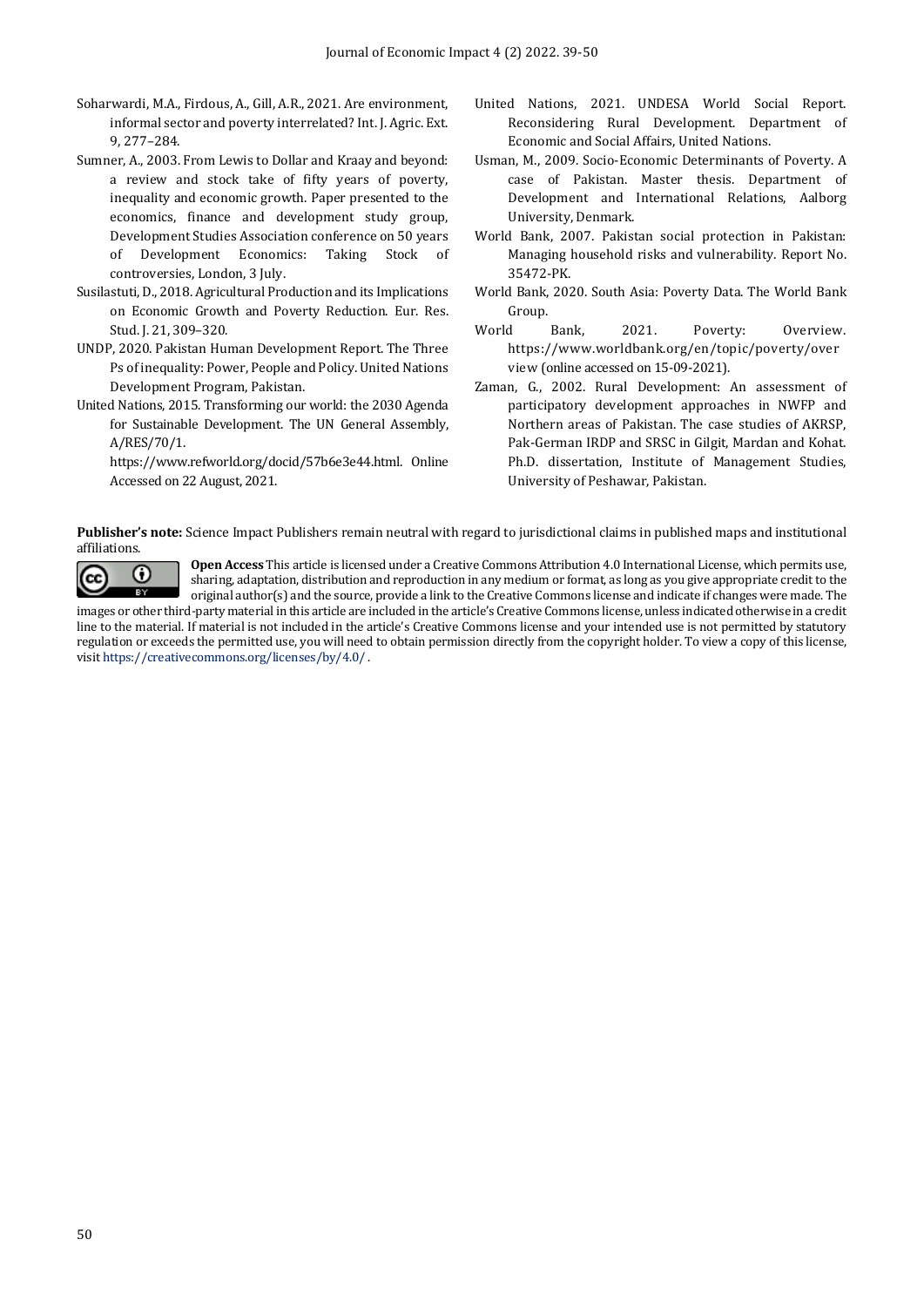Soharwardi, M.A., Firdous, A., Gill, A.R., 2021. Are environment, informal sector and poverty interrelated? Int. J. Agric. Ext. 9, 277–284.

Sumner, A., 2003. From Lewis to Dollar and Kraay and beyond: a review and stock take of fifty years of poverty, inequality and economic growth. Paper presented to the economics, finance and development study group, Development Studies Association conference on 50 years of Development Economics: Taking Stock of controversies, London, 3 July.

Susilastuti, D., 2018. Agricultural Production and its Implications on Economic Growth and Poverty Reduction. Eur. Res. Stud. J. 21, 309–320.

UNDP, 2020. Pakistan Human Development Report. The Three Ps of inequality: Power, People and Policy. United Nations Development Program, Pakistan.

United Nations, 2015. Transforming our world: the 2030 Agenda for Sustainable Development. The UN General Assembly, A/RES/70/1. https://www.refworld.org/docid/57b6e3e44.html. Online Accessed on 22 August, 2021.

United Nations, 2021. UNDESA World Social Report. Reconsidering Rural Development. Department of Economic and Social Affairs, United Nations.

Usman, M., 2009. Socio-Economic Determinants of Poverty. A case of Pakistan. Master thesis. Department of Development and International Relations, Aalborg University, Denmark.

World Bank, 2007. Pakistan social protection in Pakistan: Managing household risks and vulnerability. Report No. 35472-PK.

World Bank, 2020. South Asia: Poverty Data. The World Bank Group.

World Bank, 2021. Poverty: Overview. https://www.worldbank.org/en/topic/poverty/overview (online accessed on 15-09-2021).

Zaman, G., 2002. Rural Development: An assessment of participatory development approaches in NWFP and Northern areas of Pakistan. The case studies of AKRSP, Pak-German IRDP and SRSC in Gilgit, Mardan and Kohat. Ph.D. dissertation, Institute of Management Studies, University of Peshawar, Pakistan.

**Publisher's note:** Science Impact Publishers remain neutral with regard to jurisdictional claims in published maps and institutional affiliations.

**Open Access** This article is licensed under a Creative Commons Attribution 4.0 International License, which permits use, sharing, adaptation, distribution and reproduction in any medium or format, as long as you give appropriate credit to the original author(s) and the source, provide a link to the Creative Commons license and indicate if changes were made. The images or other third-party material in this article are included in the article's Creative Commons license, unless indicated otherwise in a credit line to the material. If material is not included in the article's Creative Commons license and your intended use is not permitted by statutory regulation or exceeds the permitted use, you will need to obtain permission directly from the copyright holder. To view a copy of this license, visit https://creativecommons.org/licenses/by/4.0/ .